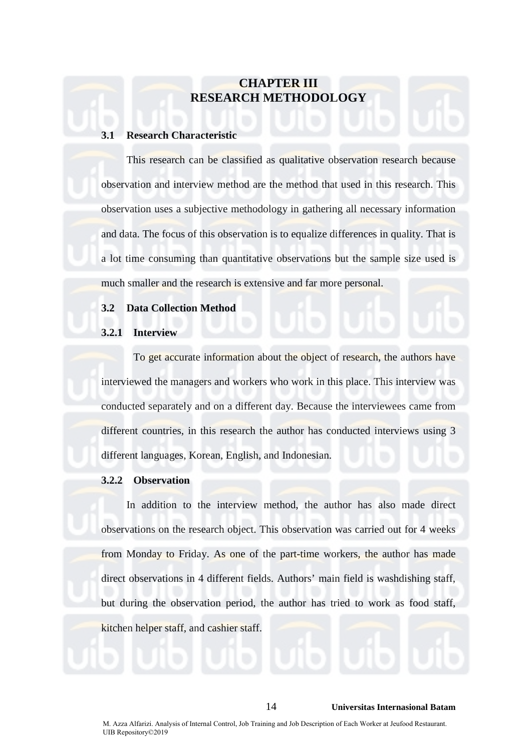# CHAPTER III
# RESEARCH METHODOLOGY

## 3.1 Research Characteristic

This research can be classified as qualitative observation research because observation and interview method are the method that used in this research. This observation uses a subjective methodology in gathering all necessary information and data. The focus of this observation is to equalize differences in quality. That is a lot time consuming than quantitative observations but the sample size used is much smaller and the research is extensive and far more personal.

## 3.2 Data Collection Method

### 3.2.1 Interview

To get accurate information about the object of research, the authors have interviewed the managers and workers who work in this place. This interview was conducted separately and on a different day. Because the interviewees came from different countries, in this research the author has conducted interviews using 3 different languages, Korean, English, and Indonesian.

### 3.2.2 Observation

In addition to the interview method, the author has also made direct observations on the research object. This observation was carried out for 4 weeks from Monday to Friday. As one of the part-time workers, the author has made direct observations in 4 different fields. Authors' main field is washdishing staff, but during the observation period, the author has tried to work as food staff, kitchen helper staff, and cashier staff.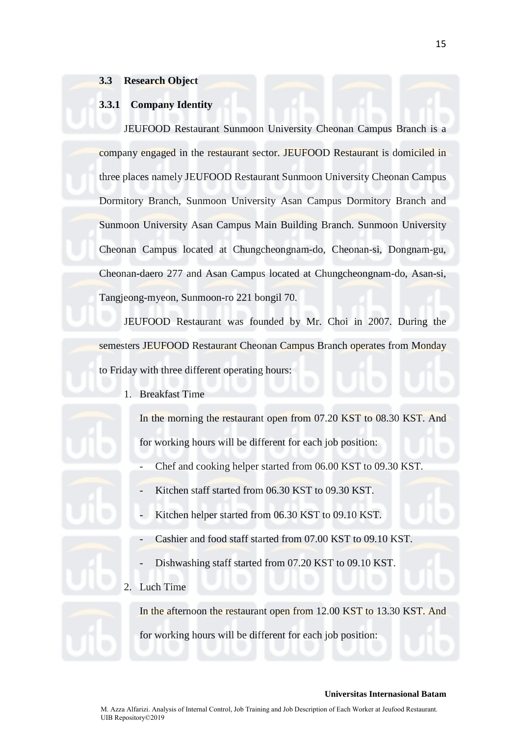### 3.3 Research Object

#### 3.3.1 Company Identity

JEUFOOD Restaurant Sunmoon University Cheonan Campus Branch is a company engaged in the restaurant sector. JEUFOOD Restaurant is domiciled in three places namely JEUFOOD Restaurant Sunmoon University Cheonan Campus Dormitory Branch, Sunmoon University Asan Campus Dormitory Branch and Sunmoon University Asan Campus Main Building Branch. Sunmoon University Cheonan Campus located at Chungcheongnam-do, Cheonan-si, Dongnam-gu, Cheonan-daero 277 and Asan Campus located at Chungcheongnam-do, Asan-si, Tangjeong-myeon, Sunmoon-ro 221 bongil 70.

JEUFOOD Restaurant was founded by Mr. Choi in 2007. During the semesters JEUFOOD Restaurant Cheonan Campus Branch operates from Monday to Friday with three different operating hours:

1. Breakfast Time

   In the morning the restaurant open from 07.20 KST to 08.30 KST. And for working hours will be different for each job position:

   - Chef and cooking helper started from 06.00 KST to 09.30 KST.
   - Kitchen staff started from 06.30 KST to 09.30 KST.
   - Kitchen helper started from 06.30 KST to 09.10 KST.
   - Cashier and food staff started from 07.00 KST to 09.10 KST.
   - Dishwashing staff started from 07.20 KST to 09.10 KST.

2. Luch Time

   In the afternoon the restaurant open from 12.00 KST to 13.30 KST. And for working hours will be different for each job position: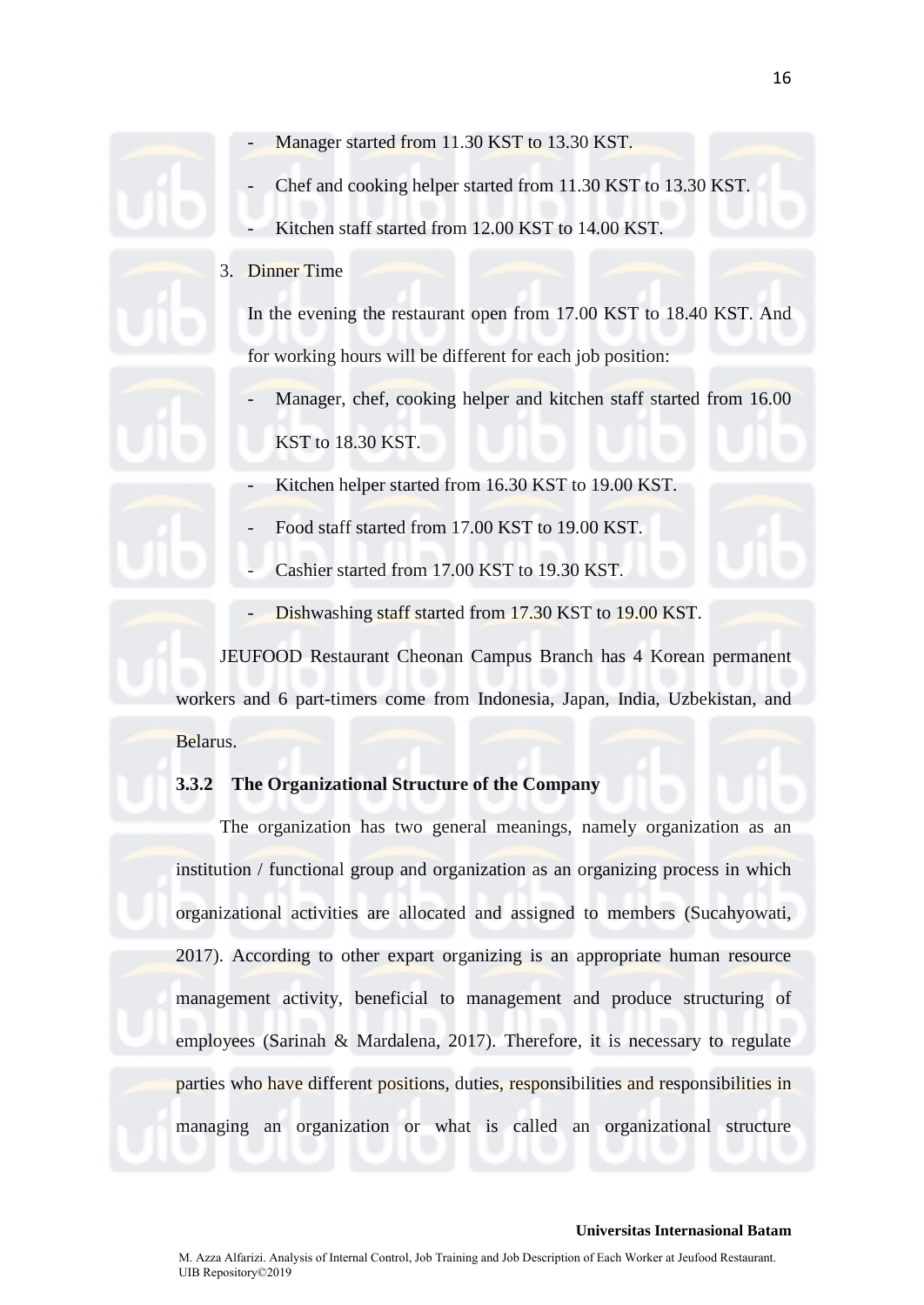- Manager started from 11.30 KST to 13.30 KST.
- Chef and cooking helper started from 11.30 KST to 13.30 KST.
- Kitchen staff started from 12.00 KST to 14.00 KST.

3. Dinner Time

   In the evening the restaurant open from 17.00 KST to 18.40 KST. And for working hours will be different for each job position:

   - Manager, chef, cooking helper and kitchen staff started from 16.00 KST to 18.30 KST.
   - Kitchen helper started from 16.30 KST to 19.00 KST.
   - Food staff started from 17.00 KST to 19.00 KST.
   - Cashier started from 17.00 KST to 19.30 KST.
   - Dishwashing staff started from 17.30 KST to 19.00 KST.

JEUFOOD Restaurant Cheonan Campus Branch has 4 Korean permanent workers and 6 part-timers come from Indonesia, Japan, India, Uzbekistan, and Belarus.

### 3.3.2 The Organizational Structure of the Company

The organization has two general meanings, namely organization as an institution / functional group and organization as an organizing process in which organizational activities are allocated and assigned to members (Sucahyowati, 2017). According to other expart organizing is an appropriate human resource management activity, beneficial to management and produce structuring of employees (Sarinah & Mardalena, 2017). Therefore, it is necessary to regulate parties who have different positions, duties, responsibilities and responsibilities in managing an organization or what is called an organizational structure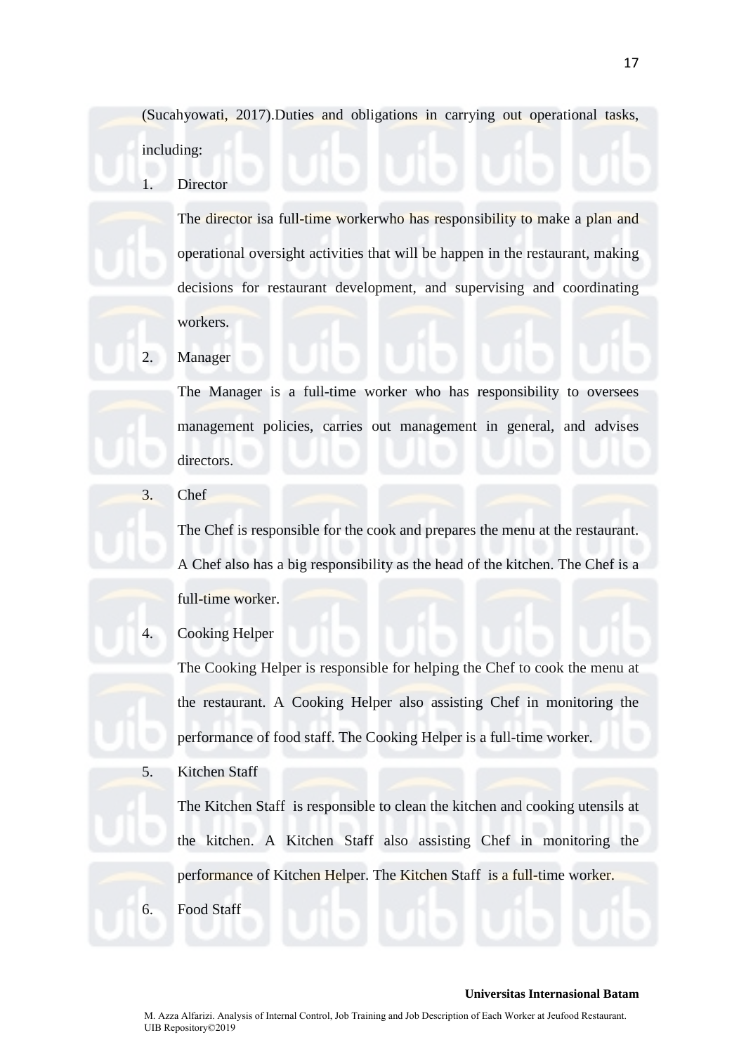(Sucahyowati, 2017).Duties and obligations in carrying out operational tasks, including:

1. Director

   The director isa full-time workerwho has responsibility to make a plan and operational oversight activities that will be happen in the restaurant, making decisions for restaurant development, and supervising and coordinating workers.

2. Manager

   The Manager is a full-time worker who has responsibility to oversees management policies, carries out management in general, and advises directors.

3. Chef

   The Chef is responsible for the cook and prepares the menu at the restaurant. A Chef also has a big responsibility as the head of the kitchen. The Chef is a full-time worker.

4. Cooking Helper

   The Cooking Helper is responsible for helping the Chef to cook the menu at the restaurant. A Cooking Helper also assisting Chef in monitoring the performance of food staff. The Cooking Helper is a full-time worker.

5. Kitchen Staff

   The Kitchen Staff is responsible to clean the kitchen and cooking utensils at the kitchen. A Kitchen Staff also assisting Chef in monitoring the performance of Kitchen Helper. The Kitchen Staff is a full-time worker.

6. Food Staff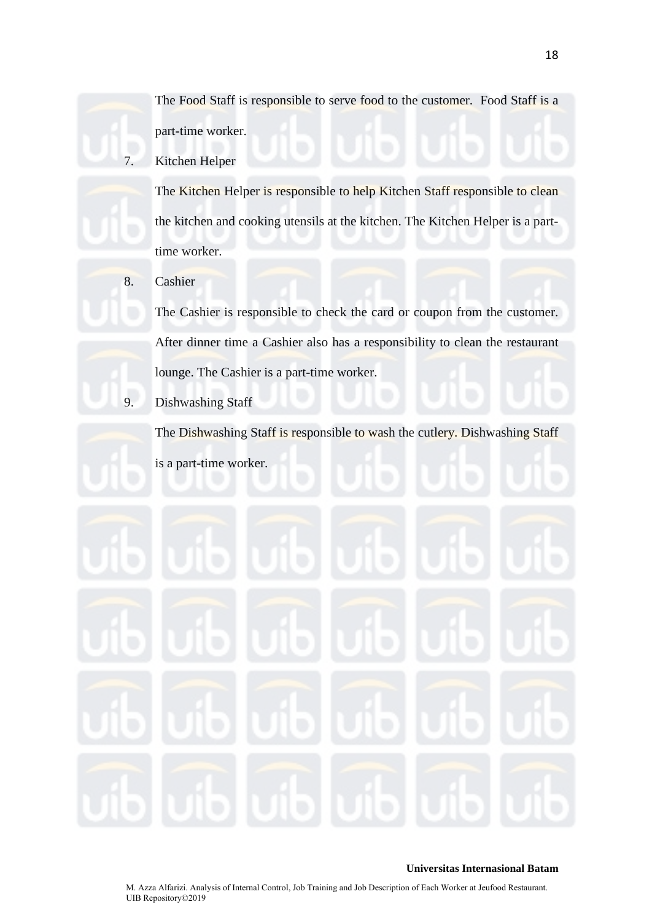The Food Staff is responsible to serve food to the customer.  Food Staff is a part-time worker.

7. Kitchen Helper

   The Kitchen Helper is responsible to help Kitchen Staff responsible to clean the kitchen and cooking utensils at the kitchen. The Kitchen Helper is a part-time worker.

8. Cashier

   The Cashier is responsible to check the card or coupon from the customer. After dinner time a Cashier also has a responsibility to clean the restaurant lounge. The Cashier is a part-time worker.

9. Dishwashing Staff

   The Dishwashing Staff is responsible to wash the cutlery. Dishwashing Staff is a part-time worker.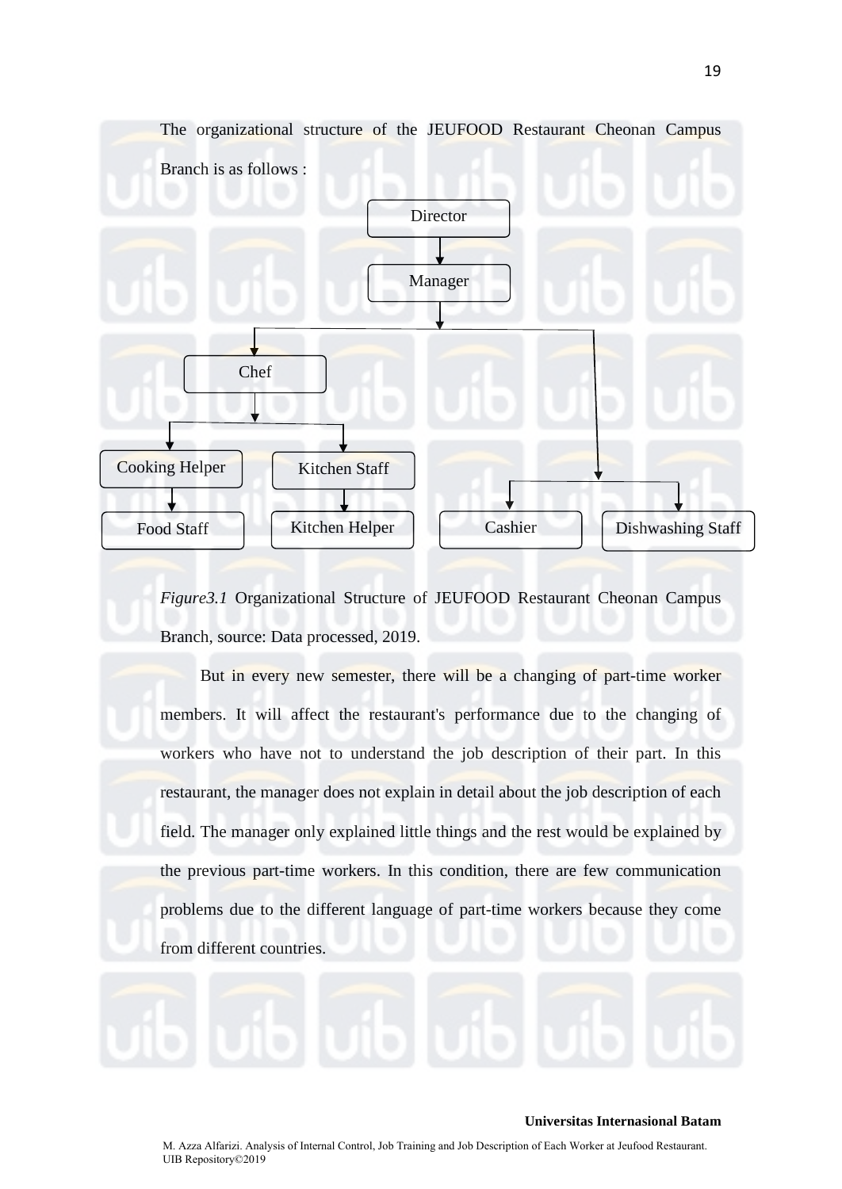The organizational structure of the JEUFOOD Restaurant Cheonan Campus Branch is as follows :

- Director
  - Manager
    - Chef
      - Cooking Helper
        - Food Staff
      - Kitchen Staff
        - Kitchen Helper
    - Cashier
    - Dishwashing Staff

*Figure3.1* Organizational Structure of JEUFOOD Restaurant Cheonan Campus Branch, source: Data processed, 2019.

But in every new semester, there will be a changing of part-time worker members. It will affect the restaurant's performance due to the changing of workers who have not to understand the job description of their part. In this restaurant, the manager does not explain in detail about the job description of each field. The manager only explained little things and the rest would be explained by the previous part-time workers. In this condition, there are few communication problems due to the different language of part-time workers because they come from different countries.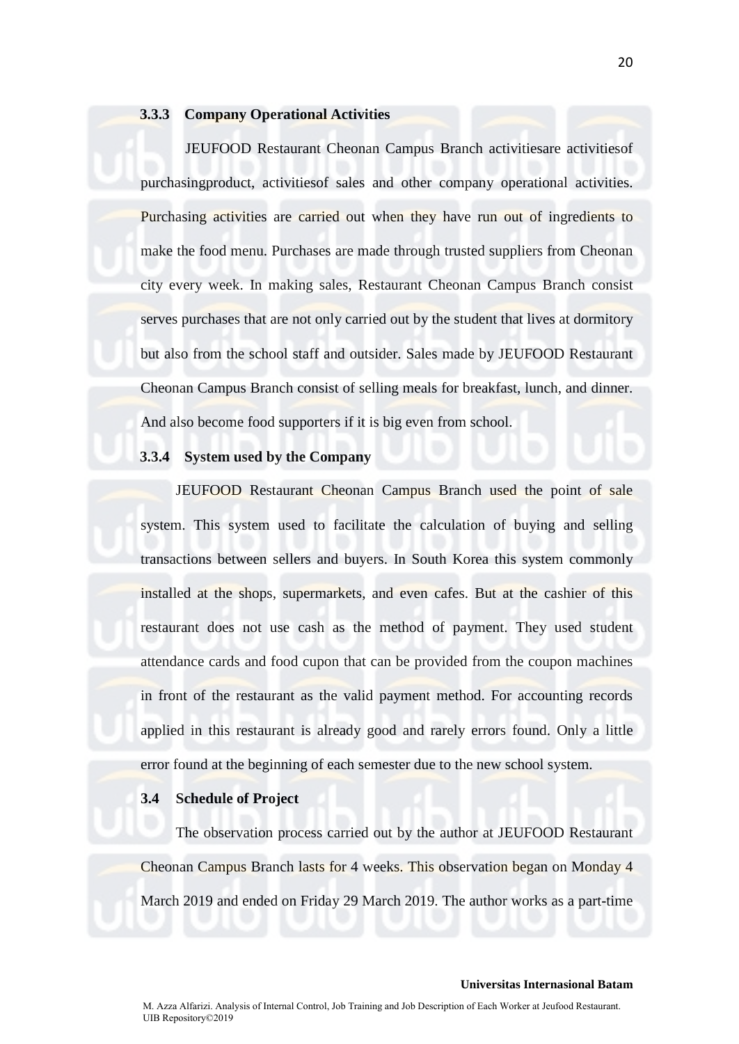### 3.3.3 Company Operational Activities

JEUFOOD Restaurant Cheonan Campus Branch activitiesare activitiesof purchasingproduct, activitiesof sales and other company operational activities. Purchasing activities are carried out when they have run out of ingredients to make the food menu. Purchases are made through trusted suppliers from Cheonan city every week. In making sales, Restaurant Cheonan Campus Branch consist serves purchases that are not only carried out by the student that lives at dormitory but also from the school staff and outsider. Sales made by JEUFOOD Restaurant Cheonan Campus Branch consist of selling meals for breakfast, lunch, and dinner. And also become food supporters if it is big even from school.

### 3.3.4 System used by the Company

JEUFOOD Restaurant Cheonan Campus Branch used the point of sale system. This system used to facilitate the calculation of buying and selling transactions between sellers and buyers. In South Korea this system commonly installed at the shops, supermarkets, and even cafes. But at the cashier of this restaurant does not use cash as the method of payment. They used student attendance cards and food cupon that can be provided from the coupon machines in front of the restaurant as the valid payment method. For accounting records applied in this restaurant is already good and rarely errors found. Only a little error found at the beginning of each semester due to the new school system.

## 3.4 Schedule of Project

The observation process carried out by the author at JEUFOOD Restaurant Cheonan Campus Branch lasts for 4 weeks. This observation began on Monday 4 March 2019 and ended on Friday 29 March 2019. The author works as a part-time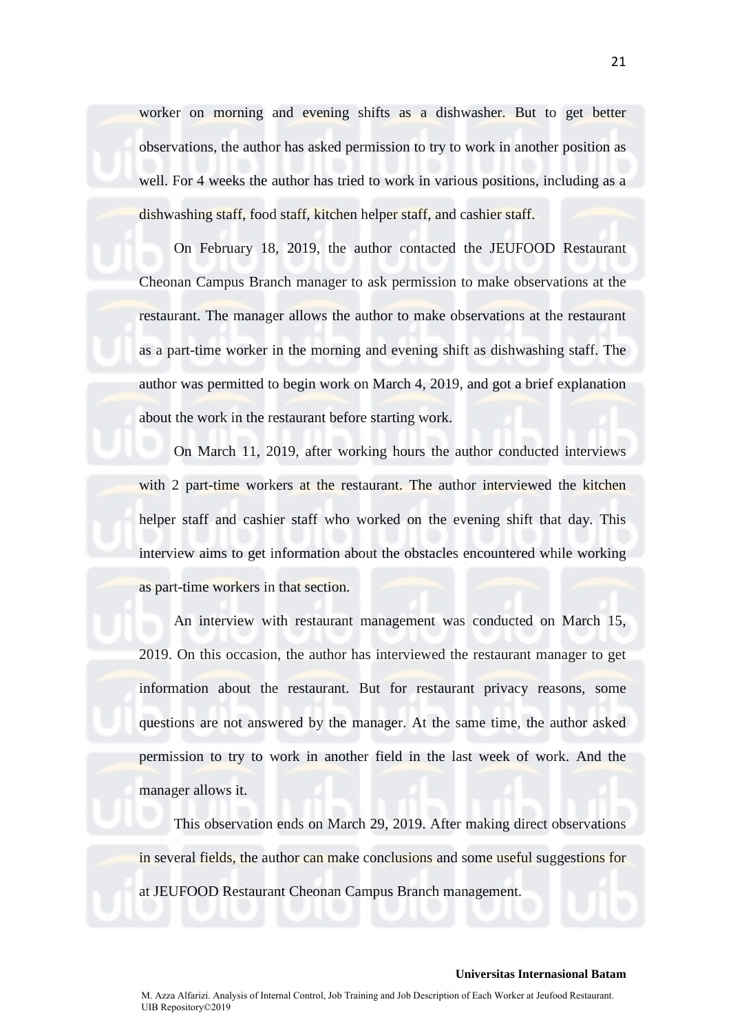worker on morning and evening shifts as a dishwasher. But to get better observations, the author has asked permission to try to work in another position as well. For 4 weeks the author has tried to work in various positions, including as a dishwashing staff, food staff, kitchen helper staff, and cashier staff.

On February 18, 2019, the author contacted the JEUFOOD Restaurant Cheonan Campus Branch manager to ask permission to make observations at the restaurant. The manager allows the author to make observations at the restaurant as a part-time worker in the morning and evening shift as dishwashing staff. The author was permitted to begin work on March 4, 2019, and got a brief explanation about the work in the restaurant before starting work.

On March 11, 2019, after working hours the author conducted interviews with 2 part-time workers at the restaurant. The author interviewed the kitchen helper staff and cashier staff who worked on the evening shift that day. This interview aims to get information about the obstacles encountered while working as part-time workers in that section.

An interview with restaurant management was conducted on March 15, 2019. On this occasion, the author has interviewed the restaurant manager to get information about the restaurant. But for restaurant privacy reasons, some questions are not answered by the manager. At the same time, the author asked permission to try to work in another field in the last week of work. And the manager allows it.

This observation ends on March 29, 2019. After making direct observations in several fields, the author can make conclusions and some useful suggestions for at JEUFOOD Restaurant Cheonan Campus Branch management.